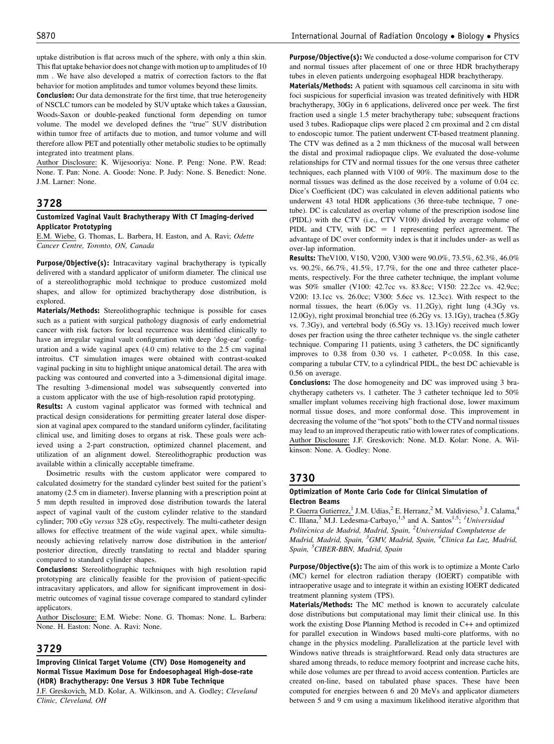uptake distribution is flat across much of the sphere, with only a thin skin. This flat uptake behavior does not change with motion up to amplitudes of 10 mm . We have also developed a matrix of correction factors to the flat behavior for motion amplitudes and tumor volumes beyond these limits.

**Conclusion:** Our data demonstrate for the first time, that true heterogeneity of NSCLC tumors can be modeled by SUV uptake which takes a Gaussian, Woods-Saxon or double-peaked functional form depending on tumor volume. The model we developed defines the "true" SUV distribution within tumor free of artifacts due to motion, and tumor volume and will therefore allow PET and potentially other metabolic studies to be optimally integrated into treatment plans.

Author Disclosure: K. Wijesooriya: None. P. Peng: None. P.W. Read: None. T. Pan: None. A. Goode: None. P. Judy: None. S. Benedict: None. J.M. Larner: None.

## 3728

### Customized Vaginal Vault Brachytherapy With CT Imaging-derived Applicator Prototyping

E.M. Wiebe, G. Thomas, L. Barbera, H. Easton, and A. Ravi; *Odette Cancer Centre, Toronto, ON, Canada*

**Purpose/Objective(s):** Intracavitary vaginal brachytherapy is typically delivered with a standard applicator of uniform diameter. The clinical use of a stereolithographic mold technique to produce customized mold shapes, and allow for optimized brachytherapy dose distribution, is explored.

**Materials/Methods:** Stereolithographic technique is possible for cases such as a patient with surgical pathology diagnosis of early endometrial cancer with risk factors for local recurrence was identified clinically to have an irregular vaginal vault configuration with deep 'dog-ear' configuration and a wide vaginal apex (4.0 cm) relative to the 2.5 cm vaginal introitus. CT simulation images were obtained with contrast-soaked vaginal packing in situ to highlight unique anatomical detail. The area with packing was contoured and converted into a 3-dimensional digital image. The resulting 3-dimensional model was subsequently converted into a custom applicator with the use of high-resolution rapid prototyping.

**Results:** A custom vaginal applicator was formed with technical and practical design considerations for permitting greater lateral dose dispersion at vaginal apex compared to the standard uniform cylinder, facilitating clinical use, and limiting doses to organs at risk. These goals were achieved using a 2-part construction, optimized channel placement, and utilization of an alignment dowel. Stereolithographic production was available within a clinically acceptable timeframe.

Dosimetric results with the custom applicator were compared to calculated dosimetry for the standard cylinder best suited for the patient's anatomy (2.5 cm in diameter). Inverse planning with a prescription point at 5 mm depth resulted in improved dose distribution towards the lateral aspect of vaginal vault of the custom cylinder relative to the standard cylinder; 700 cGy *versus* 328 cGy, respectively. The multi-catheter design allows for effective treatment of the wide vaginal apex, while simultaneously achieving relatively narrow dose distribution in the anterior/posterior direction, directly translating to rectal and bladder sparing compared to standard cylinder shapes.

**Conclusions:** Stereolithographic techniques with high resolution rapid prototyping are clinically feasible for the provision of patient-specific intracavitary applicators, and allow for significant improvement in dosimetric outcomes of vaginal tissue coverage compared to standard cylinder applicators.

Author Disclosure: E.M. Wiebe: None. G. Thomas: None. L. Barbera: None. H. Easton: None. A. Ravi: None.

## 3729

### Improving Clinical Target Volume (CTV) Dose Homogeneity and Normal Tissue Maximum Dose for Endoesophageal High-dose-rate (HDR) Brachytherapy: One Versus 3 HDR Tube Technique

J.F. Greskovich, M.D. Kolar, A. Wilkinson, and A. Godley; *Cleveland Clinic, Cleveland, OH*

**Purpose/Objective(s):** We conducted a dose-volume comparison for CTV and normal tissues after placement of one or three HDR brachytherapy tubes in eleven patients undergoing esophageal HDR brachytherapy.

**Materials/Methods:** A patient with squamous cell carcinoma in situ with foci suspicious for superficial invasion was treated definitively with HDR brachytherapy, 30Gy in 6 applications, delivered once per week. The first fraction used a single 1.5 meter brachytherapy tube; subsequent fractions used 3 tubes. Radiopaque clips were placed 2 cm proximal and 2 cm distal to endoscopic tumor. The patient underwent CT-based treatment planning. The CTV was defined as a 2 mm thickness of the mucosal wall between the distal and proximal radiopaque clips. We evaluated the dose-volume relationships for CTV and normal tissues for the one versus three catheter techniques, each planned with V100 of 90%. The maximum dose to the normal tissues was defined as the dose received by a volume of 0.04 cc. Dice's Coefficient (DC) was calculated in eleven additional patients who underwent 43 total HDR applications (36 three-tube technique, 7 one-tube). DC is calculated as overlap volume of the prescription isodose line (PIDL) with the CTV (i.e., CTV V100) divided by average volume of PIDL and CTV, with DC = 1 representing perfect agreement. The advantage of DC over conformity index is that it includes under- as well as over-lap information.

**Results:** TheV100, V150, V200, V300 were 90.0%, 73.5%, 62.3%, 46.0% vs. 90.2%, 66.7%, 41.5%, 17.7%, for the one and three catheter placements, respectively. For the three catheter technique, the implant volume was 50% smaller (V100: 42.7cc vs. 83.8cc; V150: 22.2cc vs. 42.9cc; V200: 13.1cc vs. 26.0cc; V300: 5.6cc vs. 12.3cc). With respect to the normal tissues, the heart (6.0Gy vs. 11.2Gy), right lung (4.3Gy vs. 12.0Gy), right proximal bronchial tree (6.2Gy vs. 13.1Gy), trachea (5.8Gy vs. 7.3Gy), and vertebral body (6.5Gy vs. 13.1Gy) received much lower doses per fraction using the three catheter technique vs. the single catheter technique. Comparing 11 patients, using 3 catheters, the DC significantly improves to 0.38 from 0.30 vs. 1 catheter, $P<0.058$. In this case, comparing a tubular CTV, to a cylindrical PIDL, the best DC achievable is 0.56 on average.

**Conclusions:** The dose homogeneity and DC was improved using 3 brachytherapy catheters vs. 1 catheter. The 3 catheter technique led to 50% smaller implant volumes receiving high fractional dose, lower maximum normal tissue doses, and more conformal dose. This improvement in decreasing the volume of the "hot spots" both to the CTV and normal tissues may lead to an improved therapeutic ratio with lower rates of complications.

Author Disclosure: J.F. Greskovich: None. M.D. Kolar: None. A. Wilkinson: None. A. Godley: None.

## 3730

### Optimization of Monte Carlo Code for Clinical Simulation of Electron Beams

P. Guerra Gutierrez,[1] J.M. Udias,[2] E. Herranz,[2] M. Valdivieso,[3] J. Calama,[4] C. Illana,[3] M.J. Ledesma-Carbayo,[1,5] and A. Santos[1,5]; [1]*Universidad Politécnica de Madrid, Madrid, Spain,* [2]*Universidad Complutense de Madrid, Madrid, Spain,* [3]*GMV, Madrid, Spain,* [4]*Clinica La Luz, Madrid, Spain,* [5]*CIBER-BBN, Madrid, Spain*

**Purpose/Objective(s):** The aim of this work is to optimize a Monte Carlo (MC) kernel for electron radiation therapy (IOERT) compatible with intraoperative usage and to integrate it within an existing IOERT dedicated treatment planning system (TPS).

**Materials/Methods:** The MC method is known to accurately calculate dose distributions but computational may limit their clinical use. In this work the existing Dose Planning Method is recoded in C++ and optimized for parallel execution in Windows based multi-core platforms, with no change in the physics modeling. Parallelization at the particle level with Windows native threads is straightforward. Read only data structures are shared among threads, to reduce memory footprint and increase cache hits, while dose volumes are per thread to avoid access contention. Particles are created on-line, based on tabulated phase spaces. These have been computed for energies between 6 and 20 MeVs and applicator diameters between 5 and 9 cm using a maximum likelihood iterative algorithm that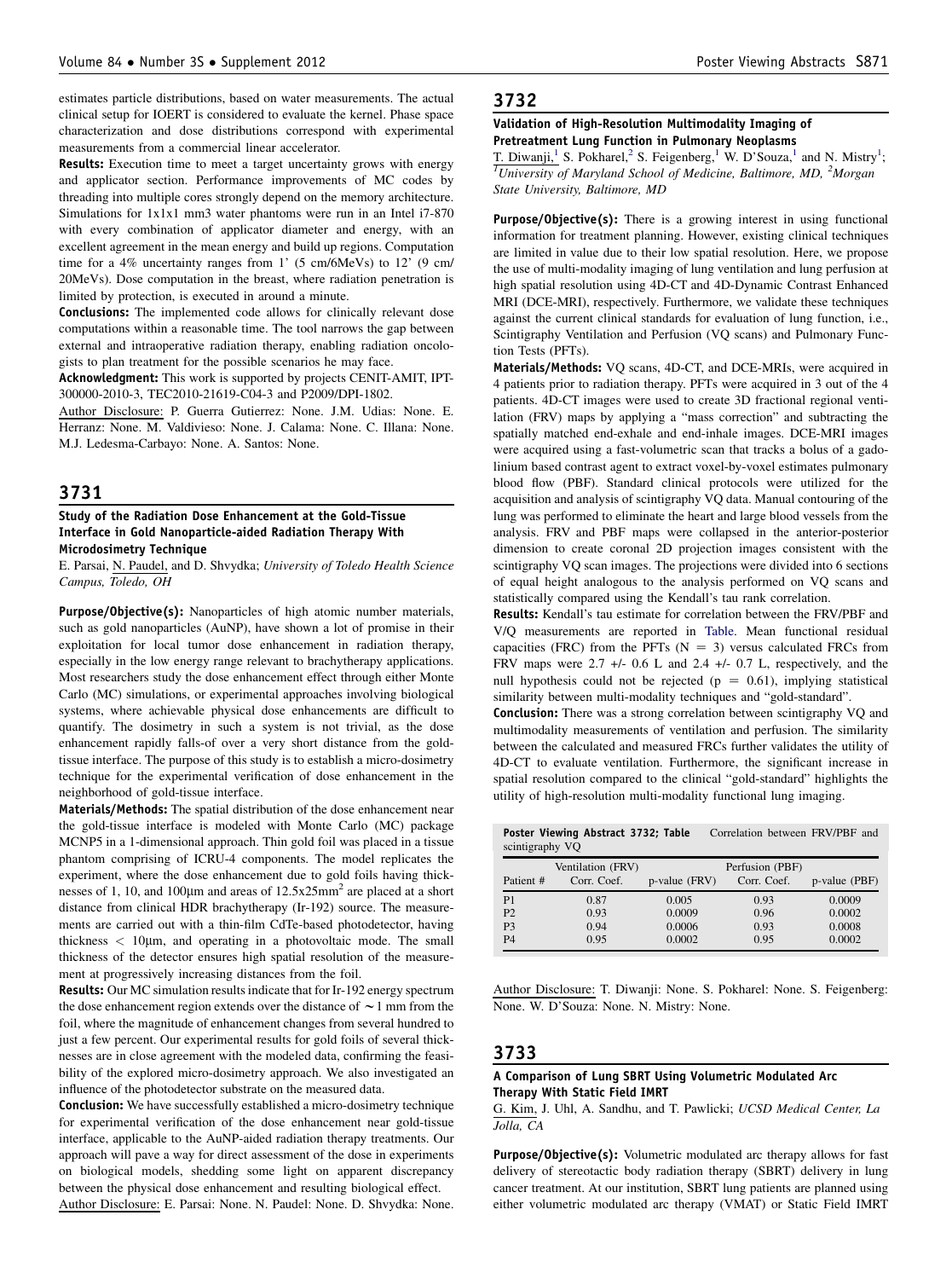estimates particle distributions, based on water measurements. The actual clinical setup for IOERT is considered to evaluate the kernel. Phase space characterization and dose distributions correspond with experimental measurements from a commercial linear accelerator.

**Results:** Execution time to meet a target uncertainty grows with energy and applicator section. Performance improvements of MC codes by threading into multiple cores strongly depend on the memory architecture. Simulations for 1x1x1 mm3 water phantoms were run in an Intel i7-870 with every combination of applicator diameter and energy, with an excellent agreement in the mean energy and build up regions. Computation time for a 4% uncertainty ranges from 1' (5 cm/6MeVs) to 12' (9 cm/ 20MeVs). Dose computation in the breast, where radiation penetration is limited by protection, is executed in around a minute.

**Conclusions:** The implemented code allows for clinically relevant dose computations within a reasonable time. The tool narrows the gap between external and intraoperative radiation therapy, enabling radiation oncologists to plan treatment for the possible scenarios he may face.

**Acknowledgment:** This work is supported by projects CENIT-AMIT, IPT-300000-2010-3, TEC2010-21619-C04-3 and P2009/DPI-1802.

Author Disclosure: P. Guerra Gutierrez: None. J.M. Udias: None. E. Herranz: None. M. Valdivieso: None. J. Calama: None. C. Illana: None. M.J. Ledesma-Carbayo: None. A. Santos: None.

## 3731

### Study of the Radiation Dose Enhancement at the Gold-Tissue Interface in Gold Nanoparticle-aided Radiation Therapy With Microdosimetry Technique

E. Parsai, N. Paudel, and D. Shvydka; *University of Toledo Health Science Campus, Toledo, OH*

**Purpose/Objective(s):** Nanoparticles of high atomic number materials, such as gold nanoparticles (AuNP), have shown a lot of promise in their exploitation for local tumor dose enhancement in radiation therapy, especially in the low energy range relevant to brachytherapy applications. Most researchers study the dose enhancement effect through either Monte Carlo (MC) simulations, or experimental approaches involving biological systems, where achievable physical dose enhancements are difficult to quantify. The dosimetry in such a system is not trivial, as the dose enhancement rapidly falls-of over a very short distance from the gold-tissue interface. The purpose of this study is to establish a micro-dosimetry technique for the experimental verification of dose enhancement in the neighborhood of gold-tissue interface.

**Materials/Methods:** The spatial distribution of the dose enhancement near the gold-tissue interface is modeled with Monte Carlo (MC) package MCNP5 in a 1-dimensional approach. Thin gold foil was placed in a tissue phantom comprising of ICRU-4 components. The model replicates the experiment, where the dose enhancement due to gold foils having thicknesses of 1, 10, and 100μm and areas of 12.5x25mm$^2$ are placed at a short distance from clinical HDR brachytherapy (Ir-192) source. The measurements are carried out with a thin-film CdTe-based photodetector, having thickness < 10μm, and operating in a photovoltaic mode. The small thickness of the detector ensures high spatial resolution of the measurement at progressively increasing distances from the foil.

**Results:** Our MC simulation results indicate that for Ir-192 energy spectrum the dose enhancement region extends over the distance of ~1 mm from the foil, where the magnitude of enhancement changes from several hundred to just a few percent. Our experimental results for gold foils of several thicknesses are in close agreement with the modeled data, confirming the feasibility of the explored micro-dosimetry approach. We also investigated an influence of the photodetector substrate on the measured data.

**Conclusion:** We have successfully established a micro-dosimetry technique for experimental verification of the dose enhancement near gold-tissue interface, applicable to the AuNP-aided radiation therapy treatments. Our approach will pave a way for direct assessment of the dose in experiments on biological models, shedding some light on apparent discrepancy between the physical dose enhancement and resulting biological effect.

Author Disclosure: E. Parsai: None. N. Paudel: None. D. Shvydka: None.

## 3732

### Validation of High-Resolution Multimodality Imaging of Pretreatment Lung Function in Pulmonary Neoplasms

T. Diwanji,[1] S. Pokharel,[2] S. Feigenberg,[1] W. D'Souza,[1] and N. Mistry[1]; [1]*University of Maryland School of Medicine, Baltimore, MD,* [2]*Morgan State University, Baltimore, MD*

**Purpose/Objective(s):** There is a growing interest in using functional information for treatment planning. However, existing clinical techniques are limited in value due to their low spatial resolution. Here, we propose the use of multi-modality imaging of lung ventilation and lung perfusion at high spatial resolution using 4D-CT and 4D-Dynamic Contrast Enhanced MRI (DCE-MRI), respectively. Furthermore, we validate these techniques against the current clinical standards for evaluation of lung function, i.e., Scintigraphy Ventilation and Perfusion (VQ scans) and Pulmonary Function Tests (PFTs).

**Materials/Methods:** VQ scans, 4D-CT, and DCE-MRIs, were acquired in 4 patients prior to radiation therapy. PFTs were acquired in 3 out of the 4 patients. 4D-CT images were used to create 3D fractional regional ventilation (FRV) maps by applying a "mass correction" and subtracting the spatially matched end-exhale and end-inhale images. DCE-MRI images were acquired using a fast-volumetric scan that tracks a bolus of a gadolinium based contrast agent to extract voxel-by-voxel estimates pulmonary blood flow (PBF). Standard clinical protocols were utilized for the acquisition and analysis of scintigraphy VQ data. Manual contouring of the lung was performed to eliminate the heart and large blood vessels from the analysis. FRV and PBF maps were collapsed in the anterior-posterior dimension to create coronal 2D projection images consistent with the scintigraphy VQ scan images. The projections were divided into 6 sections of equal height analogous to the analysis performed on VQ scans and statistically compared using the Kendall's tau rank correlation.

**Results:** Kendall's tau estimate for correlation between the FRV/PBF and V/Q measurements are reported in Table. Mean functional residual capacities (FRC) from the PFTs (N = 3) versus calculated FRCs from FRV maps were 2.7 +/- 0.6 L and 2.4 +/- 0.7 L, respectively, and the null hypothesis could not be rejected (p = 0.61), implying statistical similarity between multi-modality techniques and "gold-standard".

**Conclusion:** There was a strong correlation between scintigraphy VQ and multimodality measurements of ventilation and perfusion. The similarity between the calculated and measured FRCs further validates the utility of 4D-CT to evaluate ventilation. Furthermore, the significant increase in spatial resolution compared to the clinical "gold-standard" highlights the utility of high-resolution multi-modality functional lung imaging.

**Poster Viewing Abstract 3732; Table** Correlation between FRV/PBF and scintigraphy VQ

| | Ventilation (FRV) | | Perfusion (PBF) | |
|---|---|---|---|---|
| Patient # | Corr. Coef. | p-value (FRV) | Corr. Coef. | p-value (PBF) |
| P1 | 0.87 | 0.005 | 0.93 | 0.0009 |
| P2 | 0.93 | 0.0009 | 0.96 | 0.0002 |
| P3 | 0.94 | 0.0006 | 0.93 | 0.0008 |
| P4 | 0.95 | 0.0002 | 0.95 | 0.0002 |

Author Disclosure: T. Diwanji: None. S. Pokharel: None. S. Feigenberg: None. W. D'Souza: None. N. Mistry: None.

## 3733

### A Comparison of Lung SBRT Using Volumetric Modulated Arc Therapy With Static Field IMRT

G. Kim, J. Uhl, A. Sandhu, and T. Pawlicki; *UCSD Medical Center, La Jolla, CA*

**Purpose/Objective(s):** Volumetric modulated arc therapy allows for fast delivery of stereotactic body radiation therapy (SBRT) delivery in lung cancer treatment. At our institution, SBRT lung patients are planned using either volumetric modulated arc therapy (VMAT) or Static Field IMRT